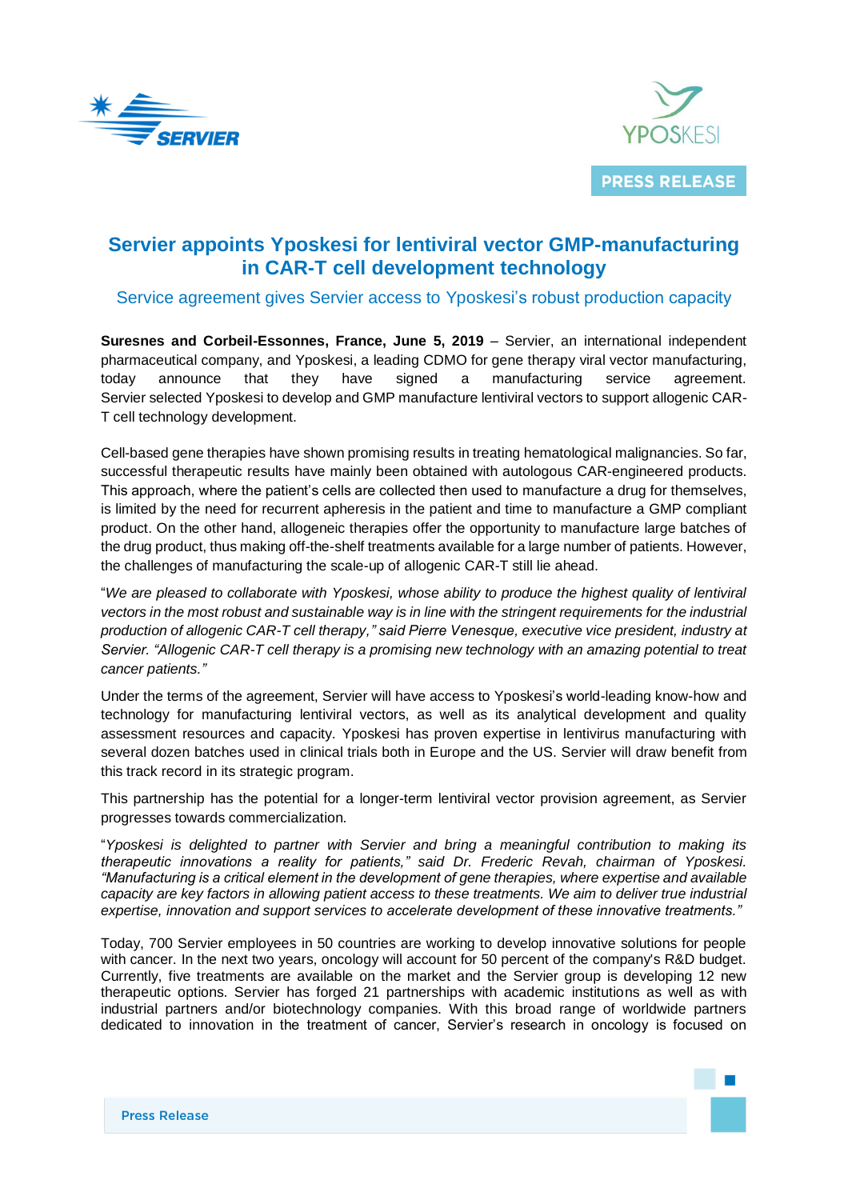# Servier appoints Yposkesi for lentiviral vector GMP-manufacturing in CAR-T cell development technology

## Service agreement gives Servier access to Yposkesi's robust production capacity

**Suresnes and Corbeil-Essonnes, France, June 5, 2019** – Servier, an international independent pharmaceutical company, and Yposkesi, a leading CDMO for gene therapy viral vector manufacturing, today announce that they have signed a manufacturing service agreement. Servier selected Yposkesi to develop and GMP manufacture lentiviral vectors to support allogenic CAR-T cell technology development.

Cell-based gene therapies have shown promising results in treating hematological malignancies. So far, successful therapeutic results have mainly been obtained with autologous CAR-engineered products. This approach, where the patient's cells are collected then used to manufacture a drug for themselves, is limited by the need for recurrent apheresis in the patient and time to manufacture a GMP compliant product. On the other hand, allogeneic therapies offer the opportunity to manufacture large batches of the drug product, thus making off-the-shelf treatments available for a large number of patients. However, the challenges of manufacturing the scale-up of allogenic CAR-T still lie ahead.

"*We are pleased to collaborate with Yposkesi, whose ability to produce the highest quality of lentiviral vectors in the most robust and sustainable way is in line with the stringent requirements for the industrial production of allogenic CAR-T cell therapy," said Pierre Venesque, executive vice president, industry at Servier. "Allogenic CAR-T cell therapy is a promising new technology with an amazing potential to treat cancer patients."*

Under the terms of the agreement, Servier will have access to Yposkesi's world-leading know-how and technology for manufacturing lentiviral vectors, as well as its analytical development and quality assessment resources and capacity. Yposkesi has proven expertise in lentivirus manufacturing with several dozen batches used in clinical trials both in Europe and the US. Servier will draw benefit from this track record in its strategic program.

This partnership has the potential for a longer-term lentiviral vector provision agreement, as Servier progresses towards commercialization.

"*Yposkesi is delighted to partner with Servier and bring a meaningful contribution to making its therapeutic innovations a reality for patients," said Dr. Frederic Revah, chairman of Yposkesi. "Manufacturing is a critical element in the development of gene therapies, where expertise and available capacity are key factors in allowing patient access to these treatments. We aim to deliver true industrial expertise, innovation and support services to accelerate development of these innovative treatments."*

Today, 700 Servier employees in 50 countries are working to develop innovative solutions for people with cancer. In the next two years, oncology will account for 50 percent of the company's R&D budget. Currently, five treatments are available on the market and the Servier group is developing 12 new therapeutic options. Servier has forged 21 partnerships with academic institutions as well as with industrial partners and/or biotechnology companies. With this broad range of worldwide partners dedicated to innovation in the treatment of cancer, Servier's research in oncology is focused on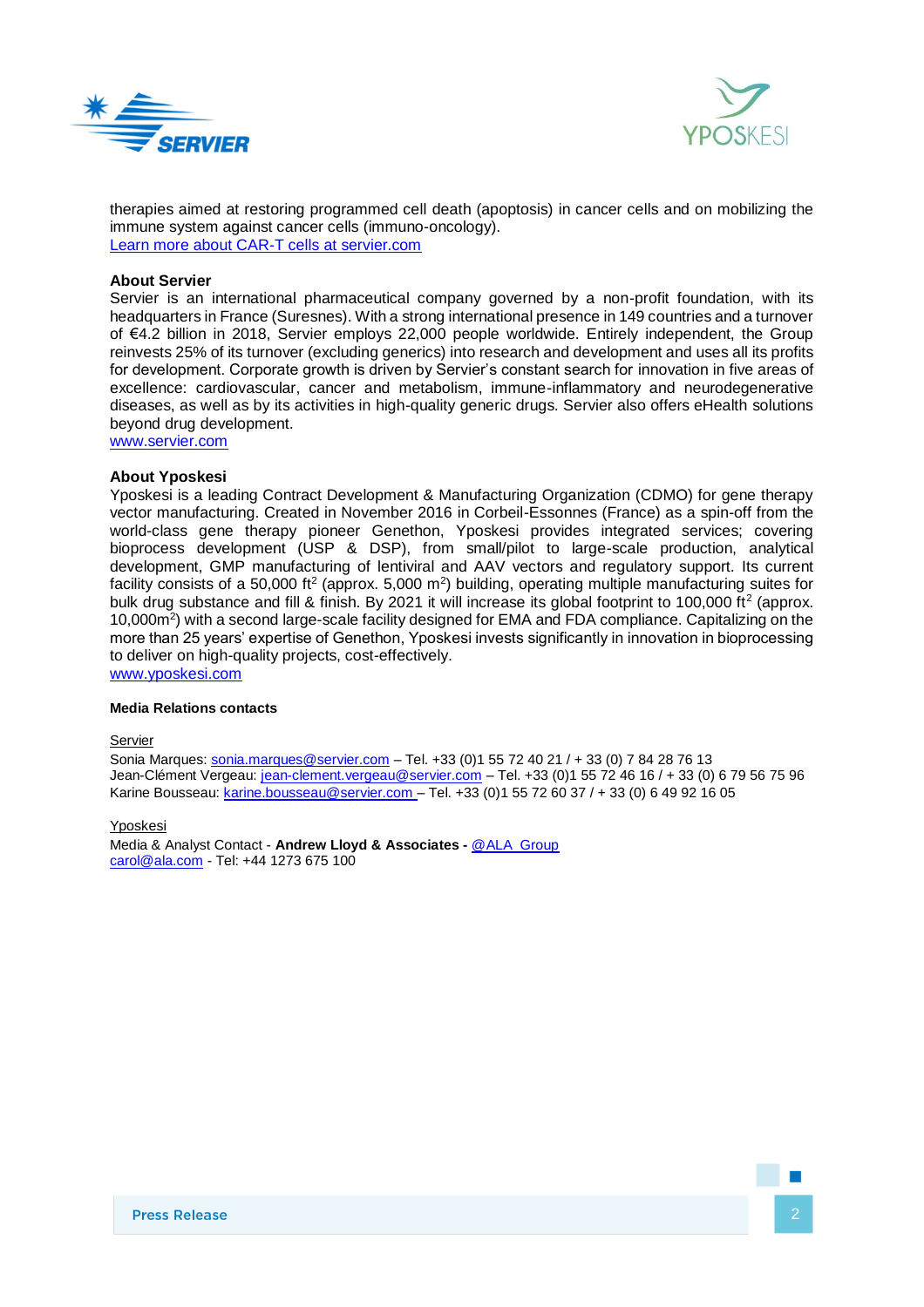therapies aimed at restoring programmed cell death (apoptosis) in cancer cells and on mobilizing the immune system against cancer cells (immuno-oncology).
[Learn more about CAR-T cells at servier.com](https://servier.com)

**About Servier**
Servier is an international pharmaceutical company governed by a non-profit foundation, with its headquarters in France (Suresnes). With a strong international presence in 149 countries and a turnover of €4.2 billion in 2018, Servier employs 22,000 people worldwide. Entirely independent, the Group reinvests 25% of its turnover (excluding generics) into research and development and uses all its profits for development. Corporate growth is driven by Servier's constant search for innovation in five areas of excellence: cardiovascular, cancer and metabolism, immune-inflammatory and neurodegenerative diseases, as well as by its activities in high-quality generic drugs. Servier also offers eHealth solutions beyond drug development.
[www.servier.com](http://www.servier.com)

**About Yposkesi**
Yposkesi is a leading Contract Development & Manufacturing Organization (CDMO) for gene therapy vector manufacturing. Created in November 2016 in Corbeil-Essonnes (France) as a spin-off from the world-class gene therapy pioneer Genethon, Yposkesi provides integrated services; covering bioprocess development (USP & DSP), from small/pilot to large-scale production, analytical development, GMP manufacturing of lentiviral and AAV vectors and regulatory support. Its current facility consists of a 50,000 $ft^2$ (approx. 5,000 $m^2$) building, operating multiple manufacturing suites for bulk drug substance and fill & finish. By 2021 it will increase its global footprint to 100,000 $ft^2$ (approx. 10,000$m^2$) with a second large-scale facility designed for EMA and FDA compliance. Capitalizing on the more than 25 years' expertise of Genethon, Yposkesi invests significantly in innovation in bioprocessing to deliver on high-quality projects, cost-effectively.
[www.yposkesi.com](http://www.yposkesi.com)

**Media Relations contacts**

Servier
Sonia Marques: sonia.marques@servier.com – Tel. +33 (0)1 55 72 40 21 / + 33 (0) 7 84 28 76 13
Jean-Clément Vergeau: jean-clement.vergeau@servier.com – Tel. +33 (0)1 55 72 46 16 / + 33 (0) 6 79 56 75 96
Karine Bousseau: karine.bousseau@servier.com – Tel. +33 (0)1 55 72 60 37 / + 33 (0) 6 49 92 16 05

Yposkesi
Media & Analyst Contact - **Andrew Lloyd & Associates -** @ALA_Group
carol@ala.com - Tel: +44 1273 675 100